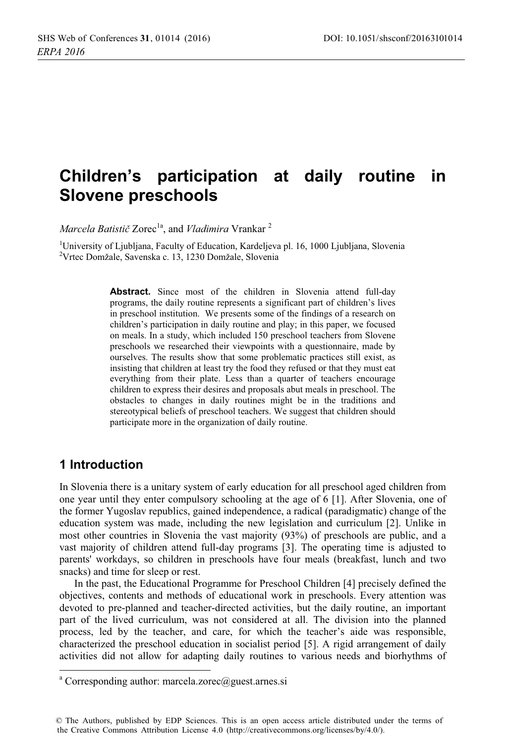# Children's participation at daily routine in Slovene preschools

*Marcela Batistič* Zorec[1a], and *Vladimira* Vrankar [2]

[1]University of Ljubljana, Faculty of Education, Kardeljeva pl. 16, 1000 Ljubljana, Slovenia
[2]Vrtec Domžale, Savenska c. 13, 1230 Domžale, Slovenia

**Abstract.** Since most of the children in Slovenia attend full-day programs, the daily routine represents a significant part of children's lives in preschool institution. We presents some of the findings of a research on children's participation in daily routine and play; in this paper, we focused on meals. In a study, which included 150 preschool teachers from Slovene preschools we researched their viewpoints with a questionnaire, made by ourselves. The results show that some problematic practices still exist, as insisting that children at least try the food they refused or that they must eat everything from their plate. Less than a quarter of teachers encourage children to express their desires and proposals abut meals in preschool. The obstacles to changes in daily routines might be in the traditions and stereotypical beliefs of preschool teachers. We suggest that children should participate more in the organization of daily routine.

## 1 Introduction

In Slovenia there is a unitary system of early education for all preschool aged children from one year until they enter compulsory schooling at the age of 6 [1]. After Slovenia, one of the former Yugoslav republics, gained independence, a radical (paradigmatic) change of the education system was made, including the new legislation and curriculum [2]. Unlike in most other countries in Slovenia the vast majority (93%) of preschools are public, and a vast majority of children attend full-day programs [3]. The operating time is adjusted to parents' workdays, so children in preschools have four meals (breakfast, lunch and two snacks) and time for sleep or rest.

In the past, the Educational Programme for Preschool Children [4] precisely defined the objectives, contents and methods of educational work in preschools. Every attention was devoted to pre-planned and teacher-directed activities, but the daily routine, an important part of the lived curriculum, was not considered at all. The division into the planned process, led by the teacher, and care, for which the teacher's aide was responsible, characterized the preschool education in socialist period [5]. A rigid arrangement of daily activities did not allow for adapting daily routines to various needs and biorhythms of

[a] Corresponding author: marcela.zorec@guest.arnes.si

© The Authors, published by EDP Sciences. This is an open access article distributed under the terms of the Creative Commons Attribution License 4.0 (http://creativecommons.org/licenses/by/4.0/).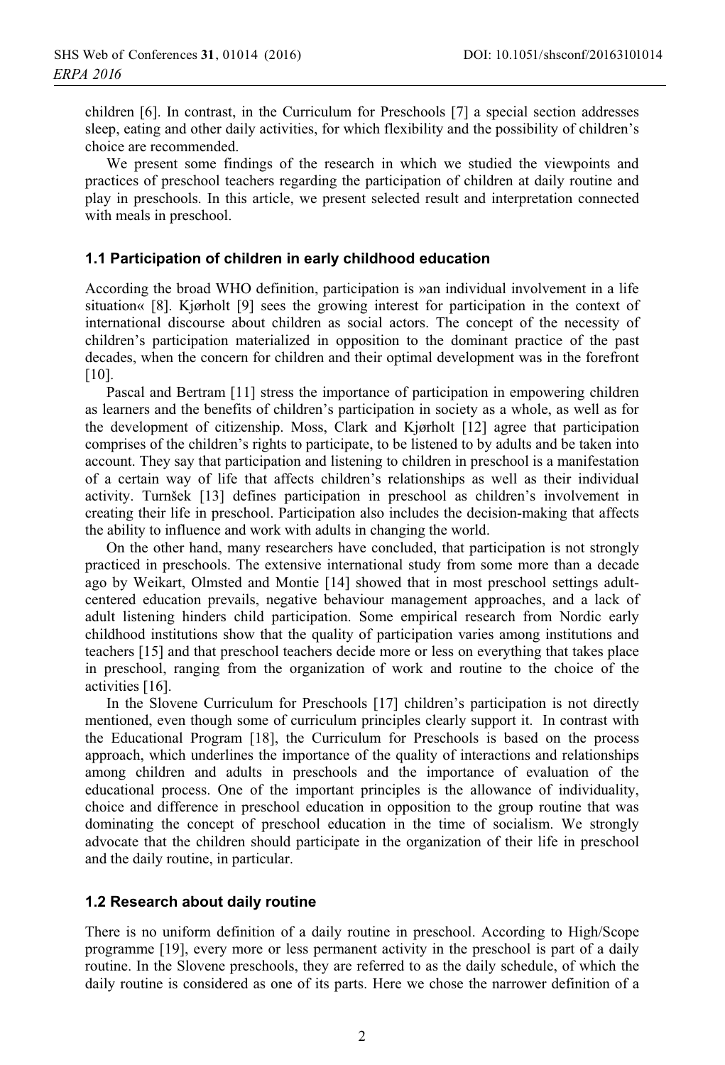children [6]. In contrast, in the Curriculum for Preschools [7] a special section addresses sleep, eating and other daily activities, for which flexibility and the possibility of children's choice are recommended.

We present some findings of the research in which we studied the viewpoints and practices of preschool teachers regarding the participation of children at daily routine and play in preschools. In this article, we present selected result and interpretation connected with meals in preschool.

### 1.1 Participation of children in early childhood education

According the broad WHO definition, participation is »an individual involvement in a life situation« [8]. Kjørholt [9] sees the growing interest for participation in the context of international discourse about children as social actors. The concept of the necessity of children's participation materialized in opposition to the dominant practice of the past decades, when the concern for children and their optimal development was in the forefront [10].

Pascal and Bertram [11] stress the importance of participation in empowering children as learners and the benefits of children's participation in society as a whole, as well as for the development of citizenship. Moss, Clark and Kjørholt [12] agree that participation comprises of the children's rights to participate, to be listened to by adults and be taken into account. They say that participation and listening to children in preschool is a manifestation of a certain way of life that affects children's relationships as well as their individual activity. Turnšek [13] defines participation in preschool as children's involvement in creating their life in preschool. Participation also includes the decision-making that affects the ability to influence and work with adults in changing the world.

On the other hand, many researchers have concluded, that participation is not strongly practiced in preschools. The extensive international study from some more than a decade ago by Weikart, Olmsted and Montie [14] showed that in most preschool settings adult-centered education prevails, negative behaviour management approaches, and a lack of adult listening hinders child participation. Some empirical research from Nordic early childhood institutions show that the quality of participation varies among institutions and teachers [15] and that preschool teachers decide more or less on everything that takes place in preschool, ranging from the organization of work and routine to the choice of the activities [16].

In the Slovene Curriculum for Preschools [17] children's participation is not directly mentioned, even though some of curriculum principles clearly support it. In contrast with the Educational Program [18], the Curriculum for Preschools is based on the process approach, which underlines the importance of the quality of interactions and relationships among children and adults in preschools and the importance of evaluation of the educational process. One of the important principles is the allowance of individuality, choice and difference in preschool education in opposition to the group routine that was dominating the concept of preschool education in the time of socialism. We strongly advocate that the children should participate in the organization of their life in preschool and the daily routine, in particular.

### 1.2 Research about daily routine

There is no uniform definition of a daily routine in preschool. According to High/Scope programme [19], every more or less permanent activity in the preschool is part of a daily routine. In the Slovene preschools, they are referred to as the daily schedule, of which the daily routine is considered as one of its parts. Here we chose the narrower definition of a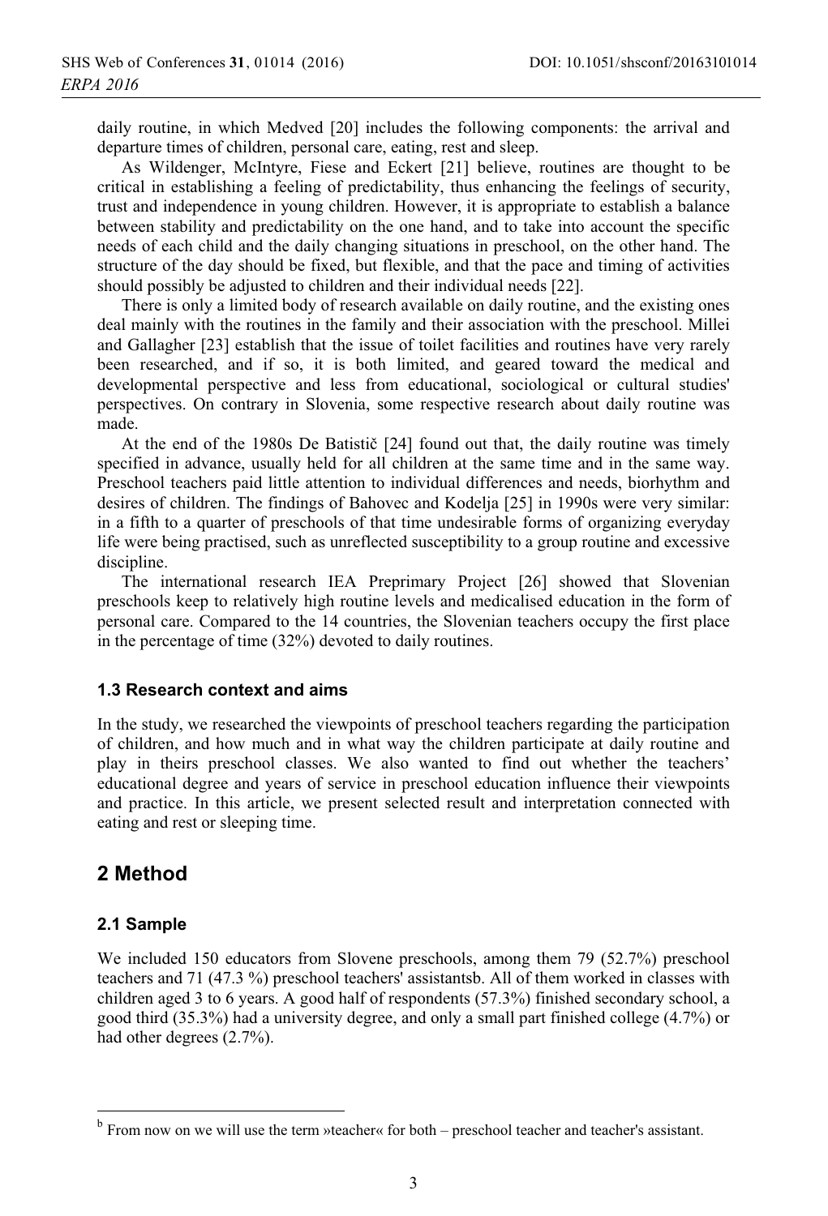daily routine, in which Medved [20] includes the following components: the arrival and departure times of children, personal care, eating, rest and sleep.

As Wildenger, McIntyre, Fiese and Eckert [21] believe, routines are thought to be critical in establishing a feeling of predictability, thus enhancing the feelings of security, trust and independence in young children. However, it is appropriate to establish a balance between stability and predictability on the one hand, and to take into account the specific needs of each child and the daily changing situations in preschool, on the other hand. The structure of the day should be fixed, but flexible, and that the pace and timing of activities should possibly be adjusted to children and their individual needs [22].

There is only a limited body of research available on daily routine, and the existing ones deal mainly with the routines in the family and their association with the preschool. Millei and Gallagher [23] establish that the issue of toilet facilities and routines have very rarely been researched, and if so, it is both limited, and geared toward the medical and developmental perspective and less from educational, sociological or cultural studies' perspectives. On contrary in Slovenia, some respective research about daily routine was made.

At the end of the 1980s De Batistič [24] found out that, the daily routine was timely specified in advance, usually held for all children at the same time and in the same way. Preschool teachers paid little attention to individual differences and needs, biorhythm and desires of children. The findings of Bahovec and Kodelja [25] in 1990s were very similar: in a fifth to a quarter of preschools of that time undesirable forms of organizing everyday life were being practised, such as unreflected susceptibility to a group routine and excessive discipline.

The international research IEA Preprimary Project [26] showed that Slovenian preschools keep to relatively high routine levels and medicalised education in the form of personal care. Compared to the 14 countries, the Slovenian teachers occupy the first place in the percentage of time (32%) devoted to daily routines.

### 1.3 Research context and aims

In the study, we researched the viewpoints of preschool teachers regarding the participation of children, and how much and in what way the children participate at daily routine and play in theirs preschool classes. We also wanted to find out whether the teachers' educational degree and years of service in preschool education influence their viewpoints and practice. In this article, we present selected result and interpretation connected with eating and rest or sleeping time.

## 2 Method

### 2.1 Sample

We included 150 educators from Slovene preschools, among them 79 (52.7%) preschool teachers and 71 (47.3 %) preschool teachers' assistants[b]. All of them worked in classes with children aged 3 to 6 years. A good half of respondents (57.3%) finished secondary school, a good third (35.3%) had a university degree, and only a small part finished college (4.7%) or had other degrees (2.7%).

[b] From now on we will use the term »teacher« for both – preschool teacher and teacher's assistant.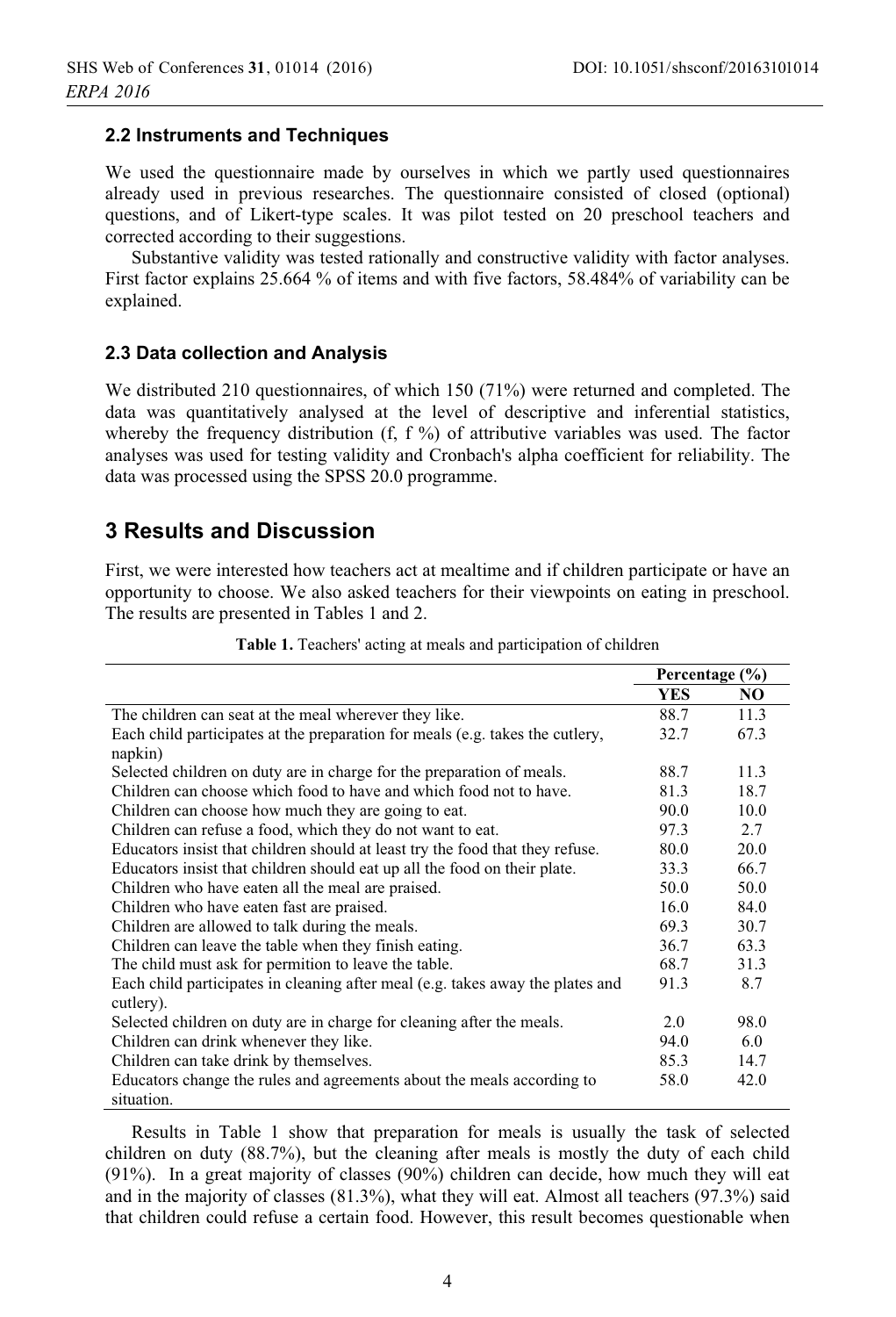### 2.2 Instruments and Techniques

We used the questionnaire made by ourselves in which we partly used questionnaires already used in previous researches. The questionnaire consisted of closed (optional) questions, and of Likert-type scales. It was pilot tested on 20 preschool teachers and corrected according to their suggestions.

Substantive validity was tested rationally and constructive validity with factor analyses. First factor explains 25.664 % of items and with five factors, 58.484% of variability can be explained.

### 2.3 Data collection and Analysis

We distributed 210 questionnaires, of which 150 (71%) were returned and completed. The data was quantitatively analysed at the level of descriptive and inferential statistics, whereby the frequency distribution (f, f %) of attributive variables was used. The factor analyses was used for testing validity and Cronbach's alpha coefficient for reliability. The data was processed using the SPSS 20.0 programme.

## 3 Results and Discussion

First, we were interested how teachers act at mealtime and if children participate or have an opportunity to choose. We also asked teachers for their viewpoints on eating in preschool. The results are presented in Tables 1 and 2.

**Table 1.** Teachers' acting at meals and participation of children

| | Percentage (%) | |
|---|---|---|
| | **YES** | **NO** |
| The children can seat at the meal wherever they like. | 88.7 | 11.3 |
| Each child participates at the preparation for meals (e.g. takes the cutlery, napkin) | 32.7 | 67.3 |
| Selected children on duty are in charge for the preparation of meals. | 88.7 | 11.3 |
| Children can choose which food to have and which food not to have. | 81.3 | 18.7 |
| Children can choose how much they are going to eat. | 90.0 | 10.0 |
| Children can refuse a food, which they do not want to eat. | 97.3 | 2.7 |
| Educators insist that children should at least try the food that they refuse. | 80.0 | 20.0 |
| Educators insist that children should eat up all the food on their plate. | 33.3 | 66.7 |
| Children who have eaten all the meal are praised. | 50.0 | 50.0 |
| Children who have eaten fast are praised. | 16.0 | 84.0 |
| Children are allowed to talk during the meals. | 69.3 | 30.7 |
| Children can leave the table when they finish eating. | 36.7 | 63.3 |
| The child must ask for permition to leave the table. | 68.7 | 31.3 |
| Each child participates in cleaning after meal (e.g. takes away the plates and cutlery). | 91.3 | 8.7 |
| Selected children on duty are in charge for cleaning after the meals. | 2.0 | 98.0 |
| Children can drink whenever they like. | 94.0 | 6.0 |
| Children can take drink by themselves. | 85.3 | 14.7 |
| Educators change the rules and agreements about the meals according to situation. | 58.0 | 42.0 |

Results in Table 1 show that preparation for meals is usually the task of selected children on duty (88.7%), but the cleaning after meals is mostly the duty of each child (91%). In a great majority of classes (90%) children can decide, how much they will eat and in the majority of classes (81.3%), what they will eat. Almost all teachers (97.3%) said that children could refuse a certain food. However, this result becomes questionable when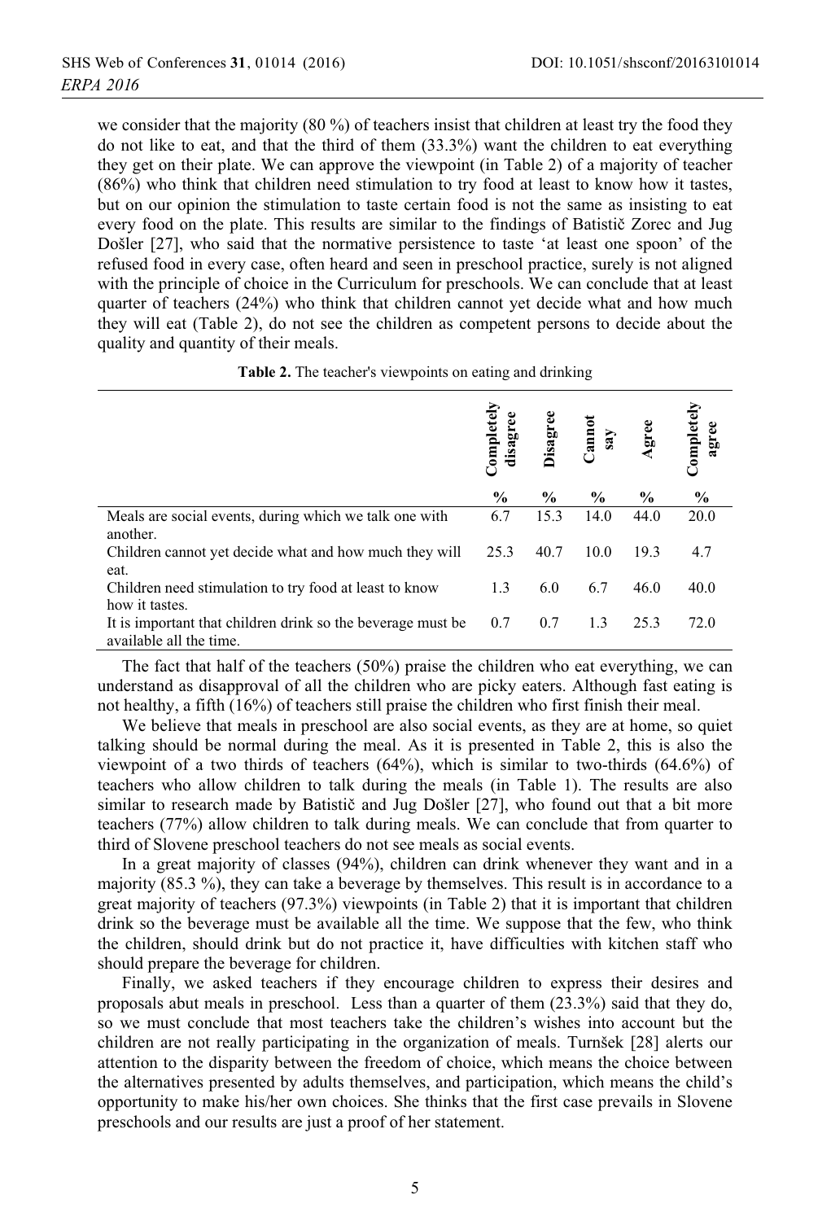we consider that the majority (80 %) of teachers insist that children at least try the food they do not like to eat, and that the third of them (33.3%) want the children to eat everything they get on their plate. We can approve the viewpoint (in Table 2) of a majority of teacher (86%) who think that children need stimulation to try food at least to know how it tastes, but on our opinion the stimulation to taste certain food is not the same as insisting to eat every food on the plate. This results are similar to the findings of Batistič Zorec and Jug Došler [27], who said that the normative persistence to taste 'at least one spoon' of the refused food in every case, often heard and seen in preschool practice, surely is not aligned with the principle of choice in the Curriculum for preschools. We can conclude that at least quarter of teachers (24%) who think that children cannot yet decide what and how much they will eat (Table 2), do not see the children as competent persons to decide about the quality and quantity of their meals.

**Table 2.** The teacher's viewpoints on eating and drinking

| | Completely disagree | Disagree | Cannot say | Agree | Completely agree |
|---|---|---|---|---|---|
| | % | % | % | % | % |
| Meals are social events, during which we talk one with another. | 6.7 | 15.3 | 14.0 | 44.0 | 20.0 |
| Children cannot yet decide what and how much they will eat. | 25.3 | 40.7 | 10.0 | 19.3 | 4.7 |
| Children need stimulation to try food at least to know how it tastes. | 1.3 | 6.0 | 6.7 | 46.0 | 40.0 |
| It is important that children drink so the beverage must be available all the time. | 0.7 | 0.7 | 1.3 | 25.3 | 72.0 |

The fact that half of the teachers (50%) praise the children who eat everything, we can understand as disapproval of all the children who are picky eaters. Although fast eating is not healthy, a fifth (16%) of teachers still praise the children who first finish their meal.

We believe that meals in preschool are also social events, as they are at home, so quiet talking should be normal during the meal. As it is presented in Table 2, this is also the viewpoint of a two thirds of teachers (64%), which is similar to two-thirds (64.6%) of teachers who allow children to talk during the meals (in Table 1). The results are also similar to research made by Batistič and Jug Došler [27], who found out that a bit more teachers (77%) allow children to talk during meals. We can conclude that from quarter to third of Slovene preschool teachers do not see meals as social events.

In a great majority of classes (94%), children can drink whenever they want and in a majority (85.3 %), they can take a beverage by themselves. This result is in accordance to a great majority of teachers (97.3%) viewpoints (in Table 2) that it is important that children drink so the beverage must be available all the time. We suppose that the few, who think the children, should drink but do not practice it, have difficulties with kitchen staff who should prepare the beverage for children.

Finally, we asked teachers if they encourage children to express their desires and proposals abut meals in preschool. Less than a quarter of them (23.3%) said that they do, so we must conclude that most teachers take the children's wishes into account but the children are not really participating in the organization of meals. Turnšek [28] alerts our attention to the disparity between the freedom of choice, which means the choice between the alternatives presented by adults themselves, and participation, which means the child's opportunity to make his/her own choices. She thinks that the first case prevails in Slovene preschools and our results are just a proof of her statement.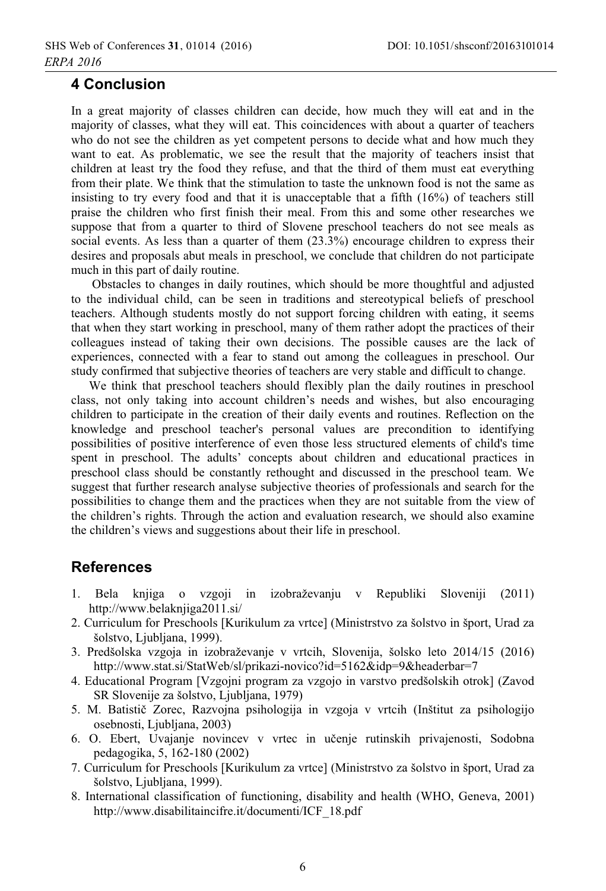## 4 Conclusion

In a great majority of classes children can decide, how much they will eat and in the majority of classes, what they will eat. This coincidences with about a quarter of teachers who do not see the children as yet competent persons to decide what and how much they want to eat. As problematic, we see the result that the majority of teachers insist that children at least try the food they refuse, and that the third of them must eat everything from their plate. We think that the stimulation to taste the unknown food is not the same as insisting to try every food and that it is unacceptable that a fifth (16%) of teachers still praise the children who first finish their meal. From this and some other researches we suppose that from a quarter to third of Slovene preschool teachers do not see meals as social events. As less than a quarter of them (23.3%) encourage children to express their desires and proposals abut meals in preschool, we conclude that children do not participate much in this part of daily routine.

Obstacles to changes in daily routines, which should be more thoughtful and adjusted to the individual child, can be seen in traditions and stereotypical beliefs of preschool teachers. Although students mostly do not support forcing children with eating, it seems that when they start working in preschool, many of them rather adopt the practices of their colleagues instead of taking their own decisions. The possible causes are the lack of experiences, connected with a fear to stand out among the colleagues in preschool. Our study confirmed that subjective theories of teachers are very stable and difficult to change.

We think that preschool teachers should flexibly plan the daily routines in preschool class, not only taking into account children's needs and wishes, but also encouraging children to participate in the creation of their daily events and routines. Reflection on the knowledge and preschool teacher's personal values are precondition to identifying possibilities of positive interference of even those less structured elements of child's time spent in preschool. The adults' concepts about children and educational practices in preschool class should be constantly rethought and discussed in the preschool team. We suggest that further research analyse subjective theories of professionals and search for the possibilities to change them and the practices when they are not suitable from the view of the children's rights. Through the action and evaluation research, we should also examine the children's views and suggestions about their life in preschool.

## References

1. Bela knjiga o vzgoji in izobraževanju v Republiki Sloveniji (2011) http://www.belaknjiga2011.si/
2. Curriculum for Preschools [Kurikulum za vrtce] (Ministrstvo za šolstvo in šport, Urad za šolstvo, Ljubljana, 1999).
3. Predšolska vzgoja in izobraževanje v vrtcih, Slovenija, šolsko leto 2014/15 (2016) http://www.stat.si/StatWeb/sl/prikazi-novico?id=5162&idp=9&headerbar=7
4. Educational Program [Vzgojni program za vzgojo in varstvo predšolskih otrok] (Zavod SR Slovenije za šolstvo, Ljubljana, 1979)
5. M. Batistič Zorec, Razvojna psihologija in vzgoja v vrtcih (Inštitut za psihologijo osebnosti, Ljubljana, 2003)
6. O. Ebert, Uvajanje novincev v vrtec in učenje rutinskih privajenosti, Sodobna pedagogika, 5, 162-180 (2002)
7. Curriculum for Preschools [Kurikulum za vrtce] (Ministrstvo za šolstvo in šport, Urad za šolstvo, Ljubljana, 1999).
8. International classification of functioning, disability and health (WHO, Geneva, 2001) http://www.disabilitaincifre.it/documenti/ICF_18.pdf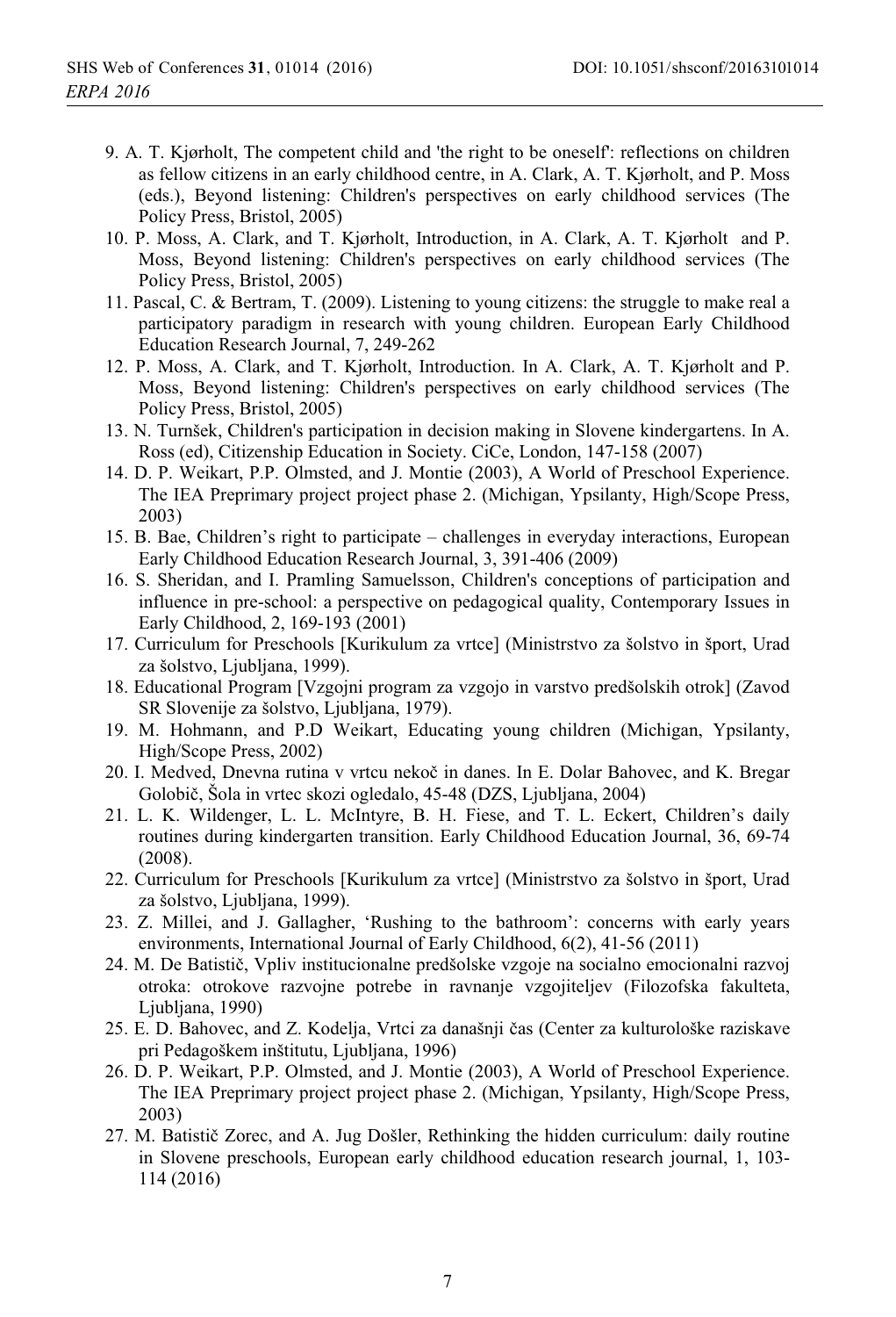9. A. T. Kjørholt, The competent child and 'the right to be oneself': reflections on children as fellow citizens in an early childhood centre, in A. Clark, A. T. Kjørholt, and P. Moss (eds.), Beyond listening: Children's perspectives on early childhood services (The Policy Press, Bristol, 2005)
10. P. Moss, A. Clark, and T. Kjørholt, Introduction, in A. Clark, A. T. Kjørholt and P. Moss, Beyond listening: Children's perspectives on early childhood services (The Policy Press, Bristol, 2005)
11. Pascal, C. & Bertram, T. (2009). Listening to young citizens: the struggle to make real a participatory paradigm in research with young children. European Early Childhood Education Research Journal, 7, 249-262
12. P. Moss, A. Clark, and T. Kjørholt, Introduction. In A. Clark, A. T. Kjørholt and P. Moss, Beyond listening: Children's perspectives on early childhood services (The Policy Press, Bristol, 2005)
13. N. Turnšek, Children's participation in decision making in Slovene kindergartens. In A. Ross (ed), Citizenship Education in Society. CiCe, London, 147-158 (2007)
14. D. P. Weikart, P.P. Olmsted, and J. Montie (2003), A World of Preschool Experience. The IEA Preprimary project project phase 2. (Michigan, Ypsilanty, High/Scope Press, 2003)
15. B. Bae, Children's right to participate – challenges in everyday interactions, European Early Childhood Education Research Journal, 3, 391-406 (2009)
16. S. Sheridan, and I. Pramling Samuelsson, Children's conceptions of participation and influence in pre-school: a perspective on pedagogical quality, Contemporary Issues in Early Childhood, 2, 169-193 (2001)
17. Curriculum for Preschools [Kurikulum za vrtce] (Ministrstvo za šolstvo in šport, Urad za šolstvo, Ljubljana, 1999).
18. Educational Program [Vzgojni program za vzgojo in varstvo predšolskih otrok] (Zavod SR Slovenije za šolstvo, Ljubljana, 1979).
19. M. Hohmann, and P.D Weikart, Educating young children (Michigan, Ypsilanty, High/Scope Press, 2002)
20. I. Medved, Dnevna rutina v vrtcu nekoč in danes. In E. Dolar Bahovec, and K. Bregar Golobič, Šola in vrtec skozi ogledalo, 45-48 (DZS, Ljubljana, 2004)
21. L. K. Wildenger, L. L. McIntyre, B. H. Fiese, and T. L. Eckert, Children's daily routines during kindergarten transition. Early Childhood Education Journal, 36, 69-74 (2008).
22. Curriculum for Preschools [Kurikulum za vrtce] (Ministrstvo za šolstvo in šport, Urad za šolstvo, Ljubljana, 1999).
23. Z. Millei, and J. Gallagher, 'Rushing to the bathroom': concerns with early years environments, International Journal of Early Childhood, 6(2), 41-56 (2011)
24. M. De Batistič, Vpliv institucionalne predšolske vzgoje na socialno emocionalni razvoj otroka: otrokove razvojne potrebe in ravnanje vzgojiteljev (Filozofska fakulteta, Ljubljana, 1990)
25. E. D. Bahovec, and Z. Kodelja, Vrtci za današnji čas (Center za kulturološke raziskave pri Pedagoškem inštitutu, Ljubljana, 1996)
26. D. P. Weikart, P.P. Olmsted, and J. Montie (2003), A World of Preschool Experience. The IEA Preprimary project project phase 2. (Michigan, Ypsilanty, High/Scope Press, 2003)
27. M. Batistič Zorec, and A. Jug Došler, Rethinking the hidden curriculum: daily routine in Slovene preschools, European early childhood education research journal, 1, 103-114 (2016)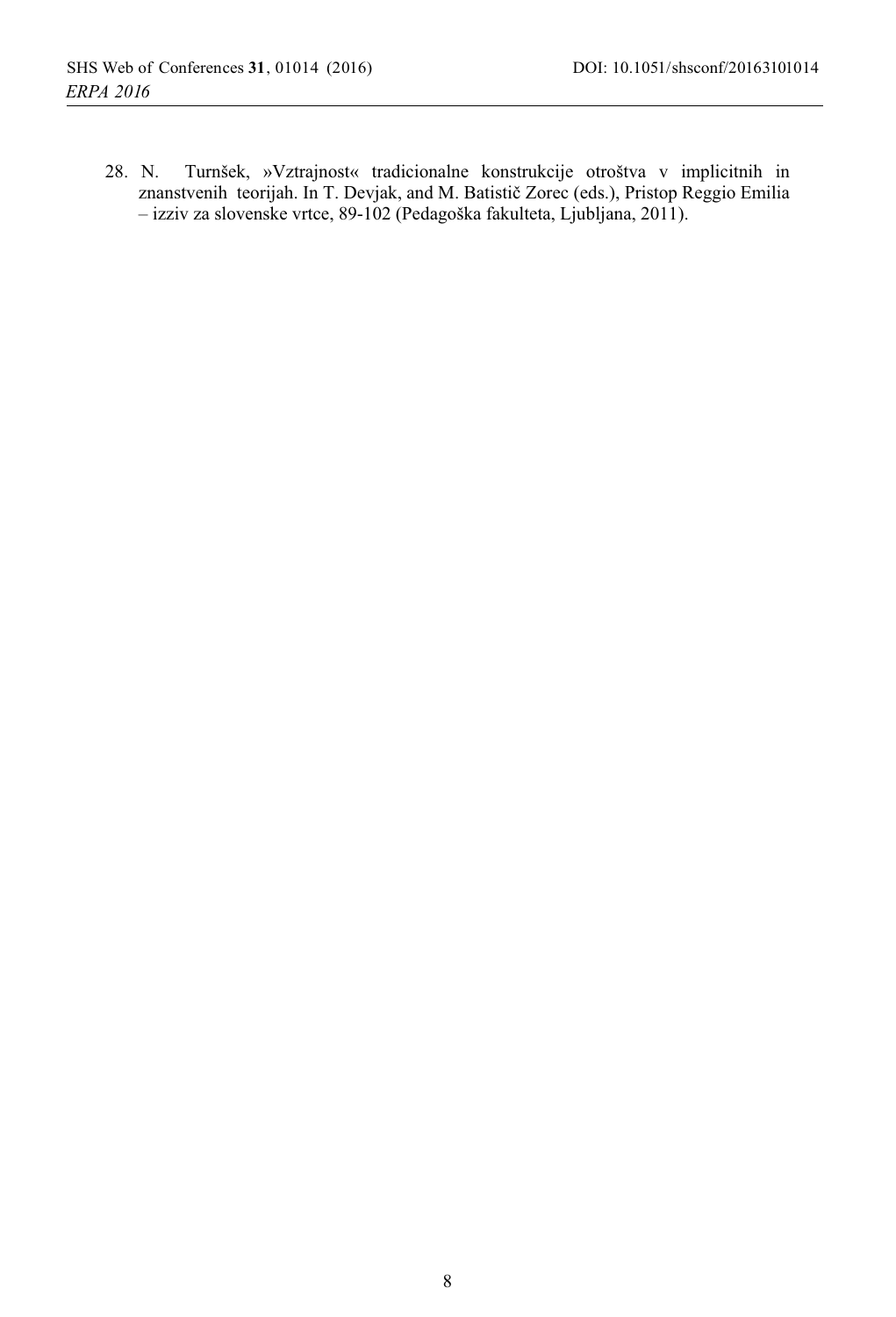28. N. Turnšek, »Vztrajnost« tradicionalne konstrukcije otroštva v implicitnih in znanstvenih teorijah. In T. Devjak, and M. Batistič Zorec (eds.), Pristop Reggio Emilia – izziv za slovenske vrtce, 89-102 (Pedagoška fakulteta, Ljubljana, 2011).